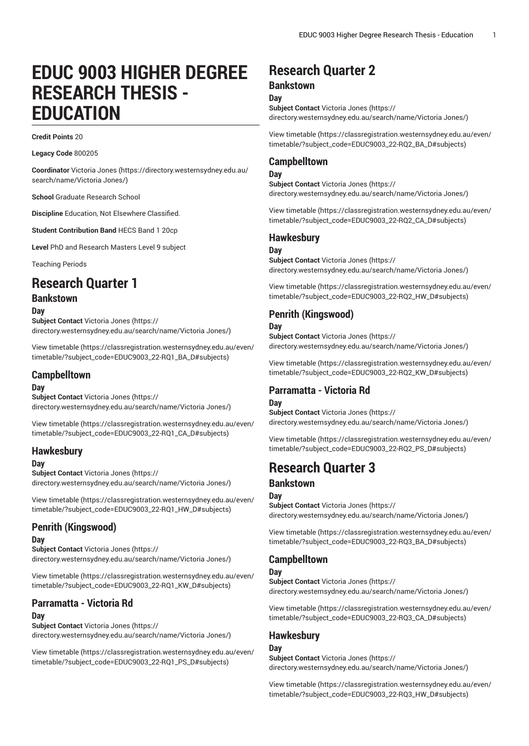# EDUC 9003 HIGHER DEGREE RESEARCH THESIS - EDUCATION

**Credit Points** 20

**Legacy Code** 800205

**Coordinator** Victoria Jones (https://directory.westernsydney.edu.au/search/name/Victoria Jones/)

**School** Graduate Research School

**Discipline** Education, Not Elsewhere Classified.

**Student Contribution Band** HECS Band 1 20cp

**Level** PhD and Research Masters Level 9 subject

Teaching Periods

# Research Quarter 1

## Bankstown

### Day

**Subject Contact** Victoria Jones (https://directory.westernsydney.edu.au/search/name/Victoria Jones/)

View timetable (https://classregistration.westernsydney.edu.au/even/timetable/?subject_code=EDUC9003_22-RQ1_BA_D#subjects)

## Campbelltown

### Day

**Subject Contact** Victoria Jones (https://directory.westernsydney.edu.au/search/name/Victoria Jones/)

View timetable (https://classregistration.westernsydney.edu.au/even/timetable/?subject_code=EDUC9003_22-RQ1_CA_D#subjects)

## Hawkesbury

### Day

**Subject Contact** Victoria Jones (https://directory.westernsydney.edu.au/search/name/Victoria Jones/)

View timetable (https://classregistration.westernsydney.edu.au/even/timetable/?subject_code=EDUC9003_22-RQ1_HW_D#subjects)

## Penrith (Kingswood)

### Day

**Subject Contact** Victoria Jones (https://directory.westernsydney.edu.au/search/name/Victoria Jones/)

View timetable (https://classregistration.westernsydney.edu.au/even/timetable/?subject_code=EDUC9003_22-RQ1_KW_D#subjects)

## Parramatta - Victoria Rd

### Day

**Subject Contact** Victoria Jones (https://directory.westernsydney.edu.au/search/name/Victoria Jones/)

View timetable (https://classregistration.westernsydney.edu.au/even/timetable/?subject_code=EDUC9003_22-RQ1_PS_D#subjects)

# Research Quarter 2

## Bankstown

### Day

**Subject Contact** Victoria Jones (https://directory.westernsydney.edu.au/search/name/Victoria Jones/)

View timetable (https://classregistration.westernsydney.edu.au/even/timetable/?subject_code=EDUC9003_22-RQ2_BA_D#subjects)

## Campbelltown

### Day

**Subject Contact** Victoria Jones (https://directory.westernsydney.edu.au/search/name/Victoria Jones/)

View timetable (https://classregistration.westernsydney.edu.au/even/timetable/?subject_code=EDUC9003_22-RQ2_CA_D#subjects)

## Hawkesbury

### Day

**Subject Contact** Victoria Jones (https://directory.westernsydney.edu.au/search/name/Victoria Jones/)

View timetable (https://classregistration.westernsydney.edu.au/even/timetable/?subject_code=EDUC9003_22-RQ2_HW_D#subjects)

## Penrith (Kingswood)

### Day

**Subject Contact** Victoria Jones (https://directory.westernsydney.edu.au/search/name/Victoria Jones/)

View timetable (https://classregistration.westernsydney.edu.au/even/timetable/?subject_code=EDUC9003_22-RQ2_KW_D#subjects)

## Parramatta - Victoria Rd

### Day

**Subject Contact** Victoria Jones (https://directory.westernsydney.edu.au/search/name/Victoria Jones/)

View timetable (https://classregistration.westernsydney.edu.au/even/timetable/?subject_code=EDUC9003_22-RQ2_PS_D#subjects)

# Research Quarter 3

## Bankstown

### Day

**Subject Contact** Victoria Jones (https://directory.westernsydney.edu.au/search/name/Victoria Jones/)

View timetable (https://classregistration.westernsydney.edu.au/even/timetable/?subject_code=EDUC9003_22-RQ3_BA_D#subjects)

## Campbelltown

### Day

**Subject Contact** Victoria Jones (https://directory.westernsydney.edu.au/search/name/Victoria Jones/)

View timetable (https://classregistration.westernsydney.edu.au/even/timetable/?subject_code=EDUC9003_22-RQ3_CA_D#subjects)

## Hawkesbury

### Day

**Subject Contact** Victoria Jones (https://directory.westernsydney.edu.au/search/name/Victoria Jones/)

View timetable (https://classregistration.westernsydney.edu.au/even/timetable/?subject_code=EDUC9003_22-RQ3_HW_D#subjects)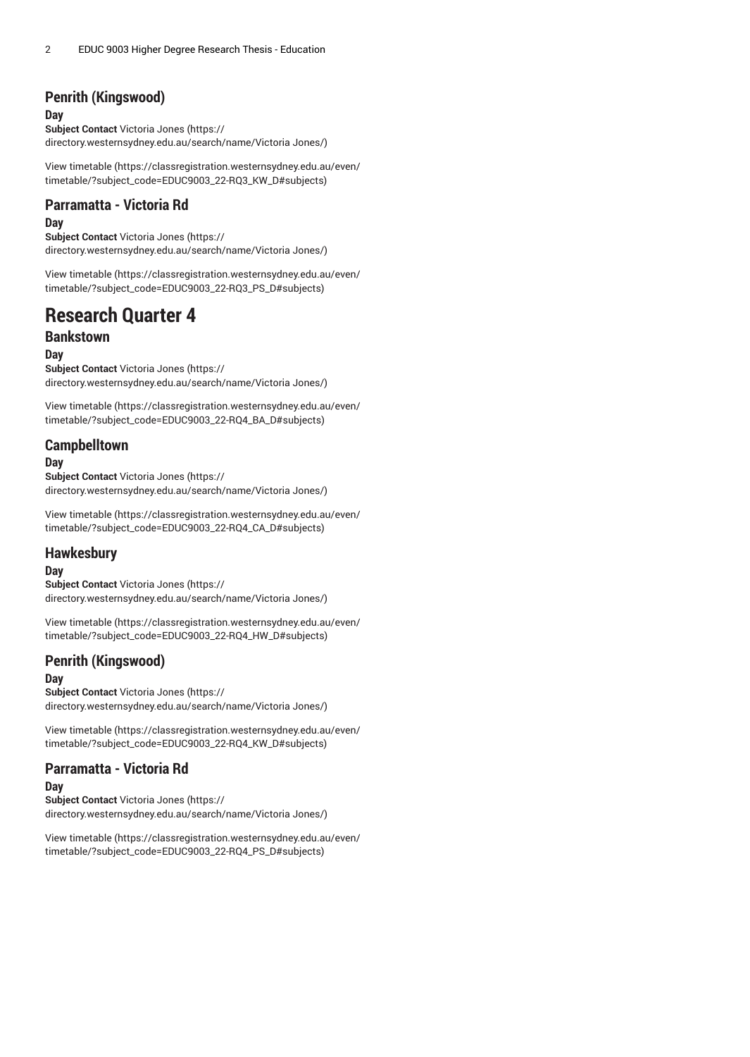### Penrith (Kingswood)

#### Day

**Subject Contact** Victoria Jones (https://directory.westernsydney.edu.au/search/name/Victoria Jones/)

View timetable (https://classregistration.westernsydney.edu.au/even/timetable/?subject_code=EDUC9003_22-RQ3_KW_D#subjects)

### Parramatta - Victoria Rd

#### Day

**Subject Contact** Victoria Jones (https://directory.westernsydney.edu.au/search/name/Victoria Jones/)

View timetable (https://classregistration.westernsydney.edu.au/even/timetable/?subject_code=EDUC9003_22-RQ3_PS_D#subjects)

## Research Quarter 4

### Bankstown

#### Day

**Subject Contact** Victoria Jones (https://directory.westernsydney.edu.au/search/name/Victoria Jones/)

View timetable (https://classregistration.westernsydney.edu.au/even/timetable/?subject_code=EDUC9003_22-RQ4_BA_D#subjects)

### Campbelltown

#### Day

**Subject Contact** Victoria Jones (https://directory.westernsydney.edu.au/search/name/Victoria Jones/)

View timetable (https://classregistration.westernsydney.edu.au/even/timetable/?subject_code=EDUC9003_22-RQ4_CA_D#subjects)

### Hawkesbury

#### Day

**Subject Contact** Victoria Jones (https://directory.westernsydney.edu.au/search/name/Victoria Jones/)

View timetable (https://classregistration.westernsydney.edu.au/even/timetable/?subject_code=EDUC9003_22-RQ4_HW_D#subjects)

### Penrith (Kingswood)

#### Day

**Subject Contact** Victoria Jones (https://directory.westernsydney.edu.au/search/name/Victoria Jones/)

View timetable (https://classregistration.westernsydney.edu.au/even/timetable/?subject_code=EDUC9003_22-RQ4_KW_D#subjects)

### Parramatta - Victoria Rd

#### Day

**Subject Contact** Victoria Jones (https://directory.westernsydney.edu.au/search/name/Victoria Jones/)

View timetable (https://classregistration.westernsydney.edu.au/even/timetable/?subject_code=EDUC9003_22-RQ4_PS_D#subjects)